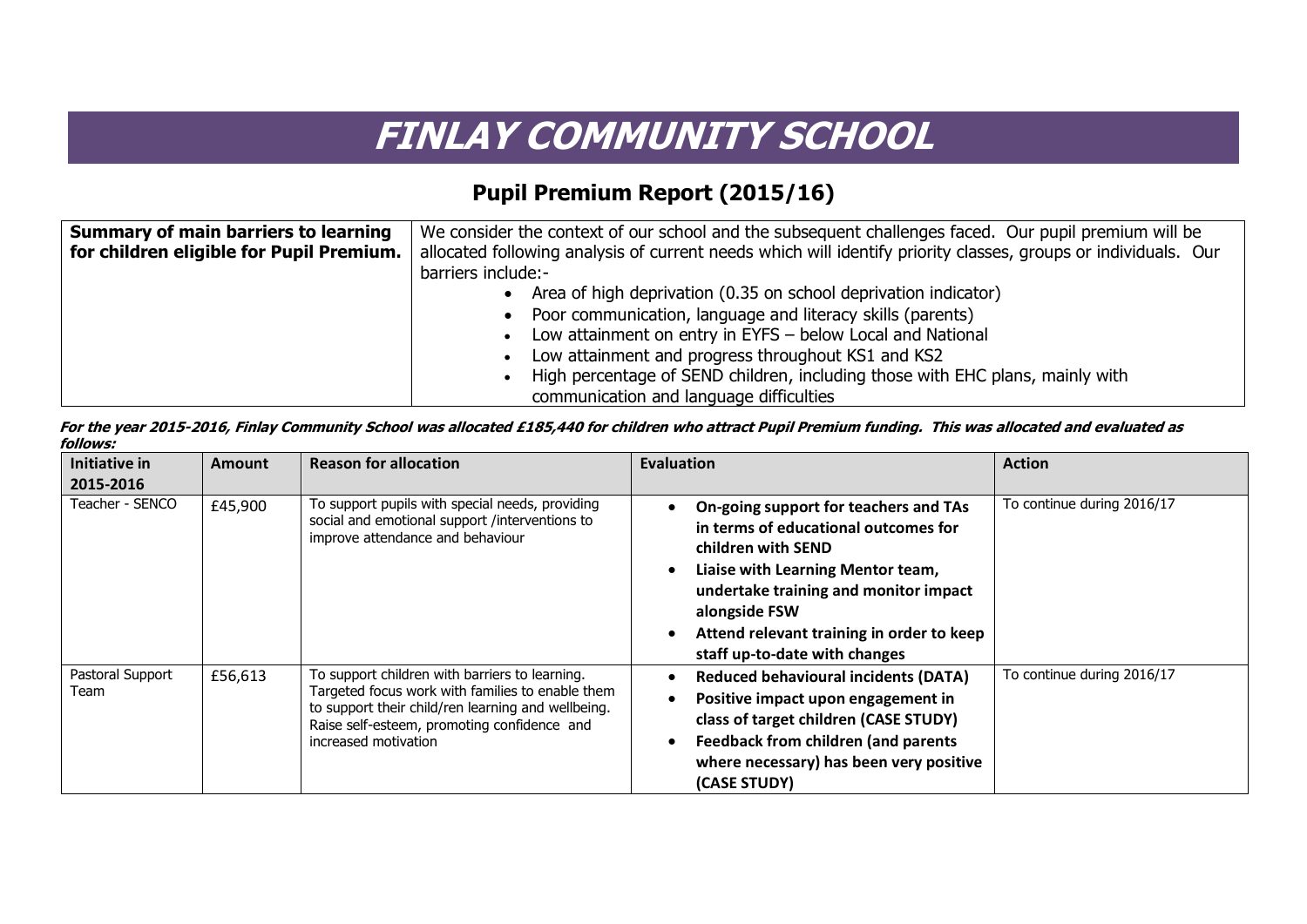# FINLAY COMMUNITY SCHOOL

## Pupil Premium Report (2015/16)

| **Summary of main barriers to learning for children eligible for Pupil Premium.** | We consider the context of our school and the subsequent challenges faced. Our pupil premium will be allocated following analysis of current needs which will identify priority classes, groups or individuals. Our barriers include:- <br>• Area of high deprivation (0.35 on school deprivation indicator)<br>• Poor communication, language and literacy skills (parents)<br>• Low attainment on entry in EYFS – below Local and National<br>• Low attainment and progress throughout KS1 and KS2<br>• High percentage of SEND children, including those with EHC plans, mainly with communication and language difficulties |
|---|---|

***For the year 2015-2016, Finlay Community School was allocated £185,440 for children who attract Pupil Premium funding. This was allocated and evaluated as follows:***

| Initiative in 2015-2016 | Amount | Reason for allocation | Evaluation | Action |
|---|---|---|---|---|
| Teacher - SENCO | £45,900 | To support pupils with special needs, providing social and emotional support /interventions to improve attendance and behaviour | • **On-going support for teachers and TAs in terms of educational outcomes for children with SEND**<br>• **Liaise with Learning Mentor team, undertake training and monitor impact alongside FSW**<br>• **Attend relevant training in order to keep staff up-to-date with changes** | To continue during 2016/17 |
| Pastoral Support Team | £56,613 | To support children with barriers to learning. Targeted focus work with families to enable them to support their child/ren learning and wellbeing. Raise self-esteem, promoting confidence and increased motivation | • **Reduced behavioural incidents (DATA)**<br>• **Positive impact upon engagement in class of target children (CASE STUDY)**<br>• **Feedback from children (and parents where necessary) has been very positive (CASE STUDY)** | To continue during 2016/17 |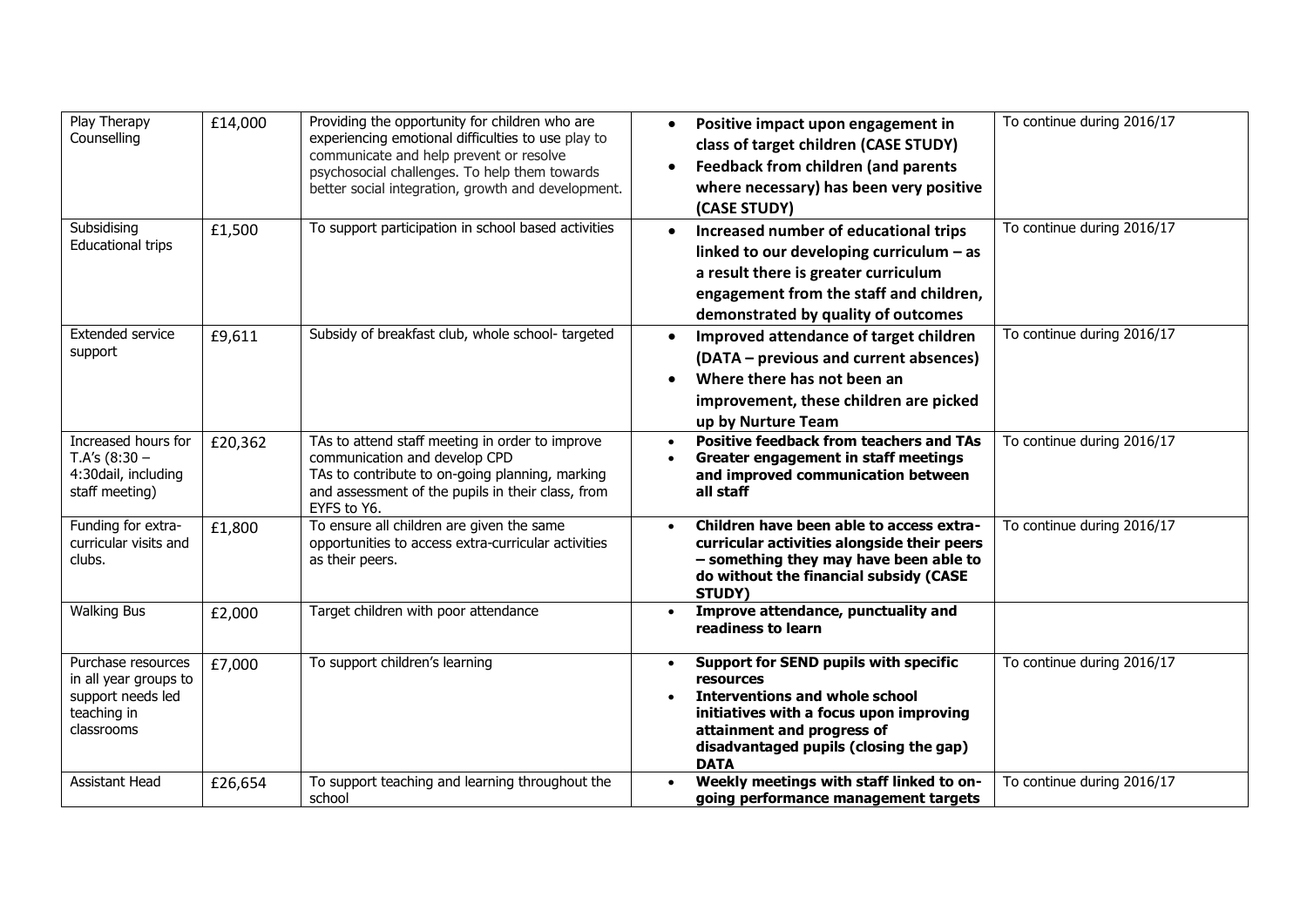| Play Therapy Counselling | £14,000 | Providing the opportunity for children who are experiencing emotional difficulties to use play to communicate and help prevent or resolve psychosocial challenges. To help them towards better social integration, growth and development. | • **Positive impact upon engagement in class of target children (CASE STUDY)**<br>• **Feedback from children (and parents where necessary) has been very positive (CASE STUDY)** | To continue during 2016/17 |
|---|---|---|---|---|
| Subsidising Educational trips | £1,500 | To support participation in school based activities | • **Increased number of educational trips linked to our developing curriculum – as a result there is greater curriculum engagement from the staff and children, demonstrated by quality of outcomes** | To continue during 2016/17 |
| Extended service support | £9,611 | Subsidy of breakfast club, whole school- targeted | • **Improved attendance of target children (DATA – previous and current absences)**<br>• **Where there has not been an improvement, these children are picked up by Nurture Team** | To continue during 2016/17 |
| Increased hours for T.A's (8:30 – 4:30dail, including staff meeting) | £20,362 | TAs to attend staff meeting in order to improve communication and develop CPD<br>TAs to contribute to on-going planning, marking and assessment of the pupils in their class, from EYFS to Y6. | • **Positive feedback from teachers and TAs**<br>• **Greater engagement in staff meetings and improved communication between all staff** | To continue during 2016/17 |
| Funding for extra-curricular visits and clubs. | £1,800 | To ensure all children are given the same opportunities to access extra-curricular activities as their peers. | • **Children have been able to access extra-curricular activities alongside their peers – something they may have been able to do without the financial subsidy (CASE STUDY)** | To continue during 2016/17 |
| Walking Bus | £2,000 | Target children with poor attendance | • **Improve attendance, punctuality and readiness to learn** | |
| Purchase resources in all year groups to support needs led teaching in classrooms | £7,000 | To support children's learning | • **Support for SEND pupils with specific resources**<br>• **Interventions and whole school initiatives with a focus upon improving attainment and progress of disadvantaged pupils (closing the gap) DATA** | To continue during 2016/17 |
| Assistant Head | £26,654 | To support teaching and learning throughout the school | • **Weekly meetings with staff linked to on-going performance management targets** | To continue during 2016/17 |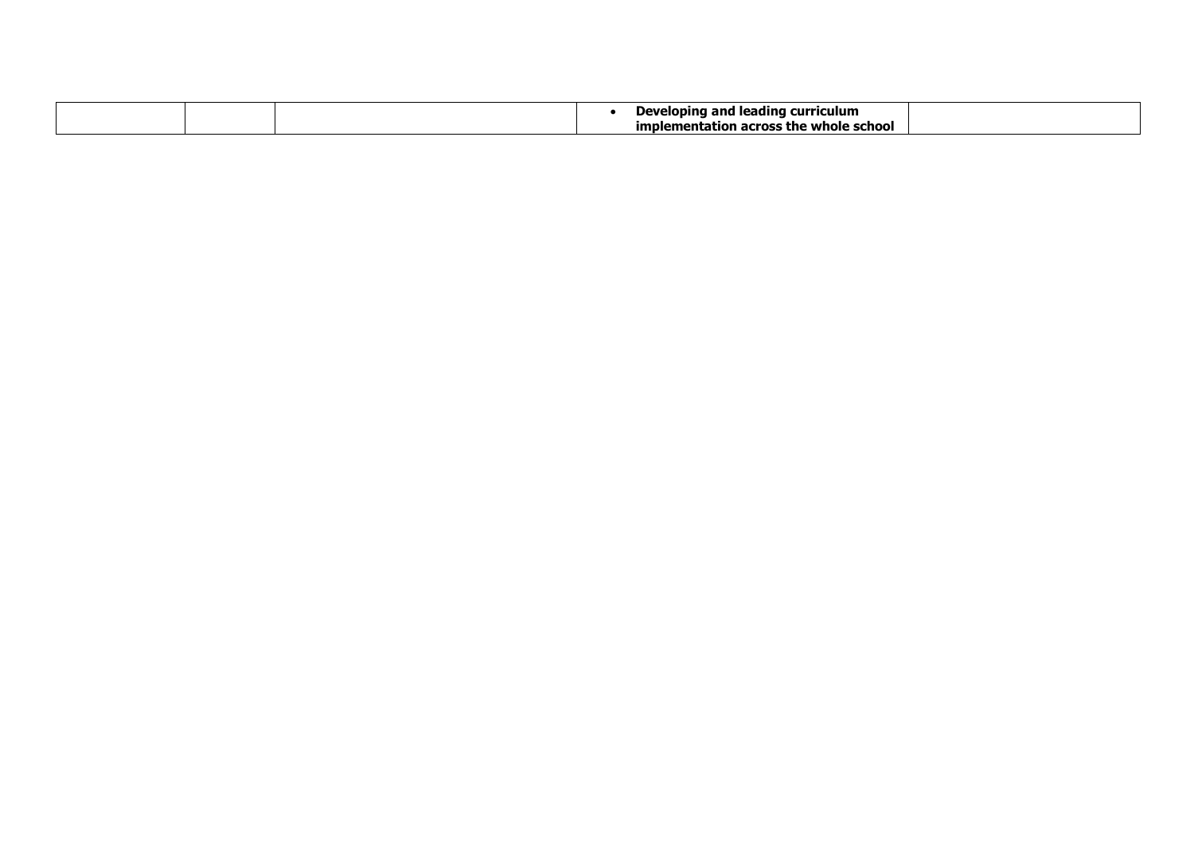| | | | | |
|---|---|---|---|---|
| | | | • **Developing and leading curriculum implementation across the whole school** | |